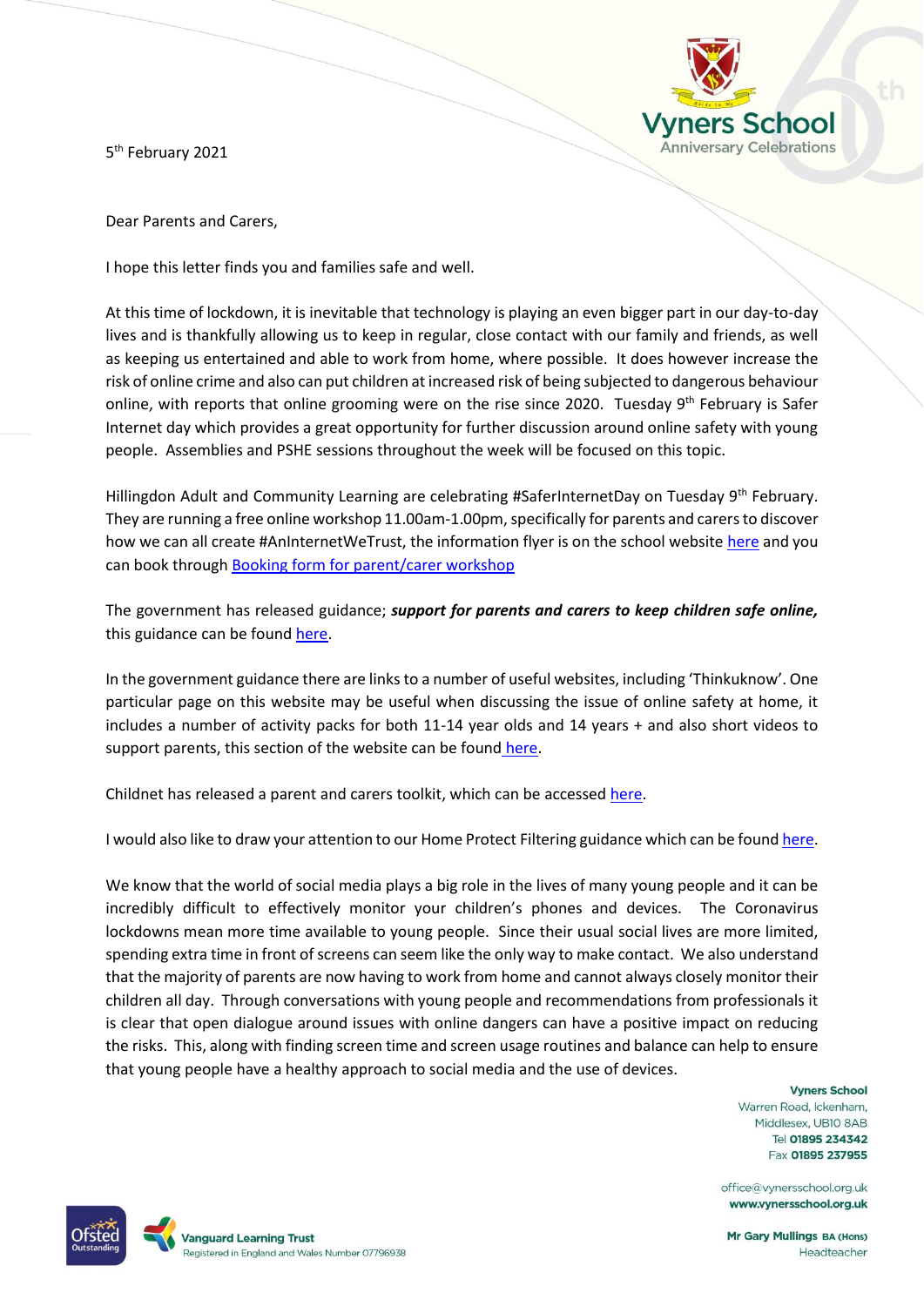Vyners School
Anniversary Celebrations

5th February 2021

Dear Parents and Carers,

I hope this letter finds you and families safe and well.

At this time of lockdown, it is inevitable that technology is playing an even bigger part in our day-to-day lives and is thankfully allowing us to keep in regular, close contact with our family and friends, as well as keeping us entertained and able to work from home, where possible. It does however increase the risk of online crime and also can put children at increased risk of being subjected to dangerous behaviour online, with reports that online grooming were on the rise since 2020. Tuesday 9th February is Safer Internet day which provides a great opportunity for further discussion around online safety with young people. Assemblies and PSHE sessions throughout the week will be focused on this topic.

Hillingdon Adult and Community Learning are celebrating #SaferInternetDay on Tuesday 9th February. They are running a free online workshop 11.00am-1.00pm, specifically for parents and carers to discover how we can all create #AnInternetWeTrust, the information flyer is on the school website here and you can book through Booking form for parent/carer workshop

The government has released guidance; ***support for parents and carers to keep children safe online,*** this guidance can be found here.

In the government guidance there are links to a number of useful websites, including 'Thinkuknow'. One particular page on this website may be useful when discussing the issue of online safety at home, it includes a number of activity packs for both 11-14 year olds and 14 years + and also short videos to support parents, this section of the website can be found here.

Childnet has released a parent and carers toolkit, which can be accessed here.

I would also like to draw your attention to our Home Protect Filtering guidance which can be found here.

We know that the world of social media plays a big role in the lives of many young people and it can be incredibly difficult to effectively monitor your children's phones and devices. The Coronavirus lockdowns mean more time available to young people. Since their usual social lives are more limited, spending extra time in front of screens can seem like the only way to make contact. We also understand that the majority of parents are now having to work from home and cannot always closely monitor their children all day. Through conversations with young people and recommendations from professionals it is clear that open dialogue around issues with online dangers can have a positive impact on reducing the risks. This, along with finding screen time and screen usage routines and balance can help to ensure that young people have a healthy approach to social media and the use of devices.

**Vyners School**
Warren Road, Ickenham,
Middlesex, UB10 8AB
Tel **01895 234342**
Fax **01895 237955**

office@vynersschool.org.uk
**www.vynersschool.org.uk**

**Mr Gary Mullings** BA (Hons)
Headteacher

Ofsted Outstanding

Vanguard Learning Trust
Registered in England and Wales Number 07796938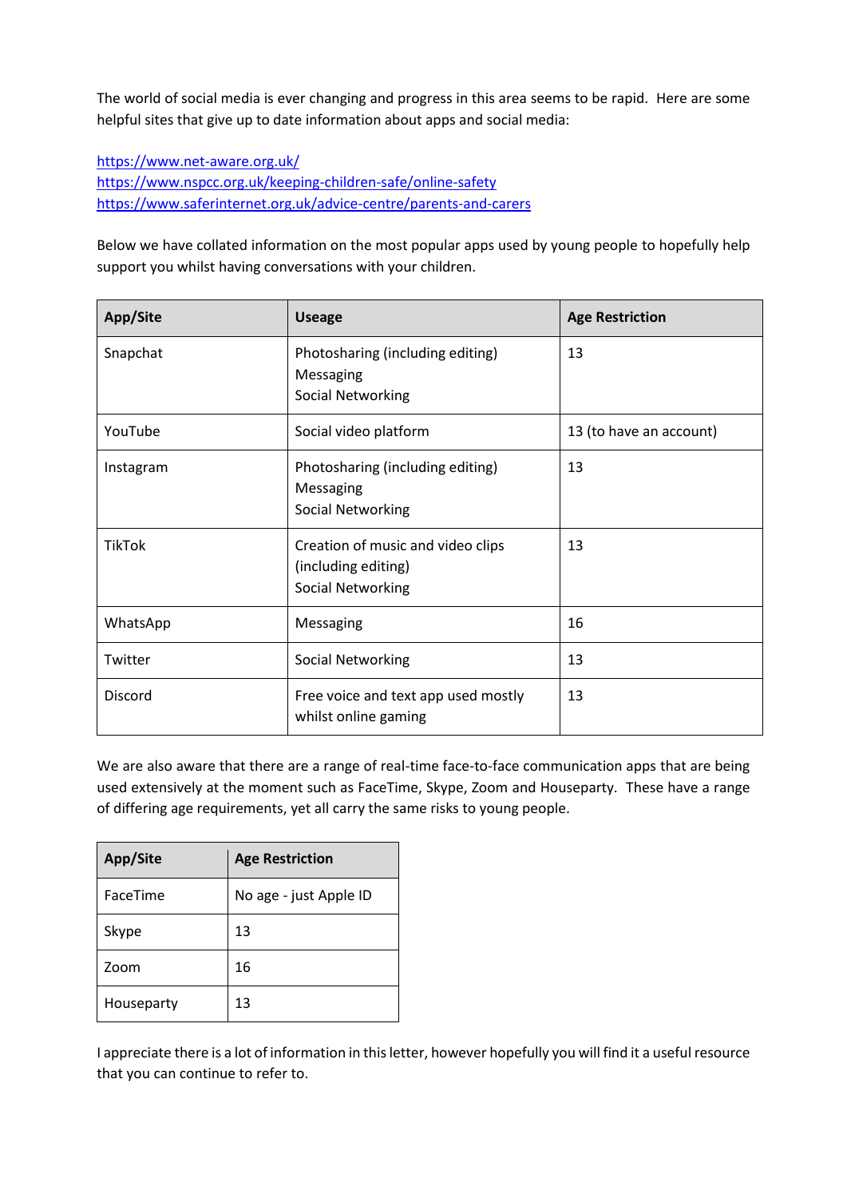The world of social media is ever changing and progress in this area seems to be rapid. Here are some helpful sites that give up to date information about apps and social media:

https://www.net-aware.org.uk/
https://www.nspcc.org.uk/keeping-children-safe/online-safety
https://www.saferinternet.org.uk/advice-centre/parents-and-carers

Below we have collated information on the most popular apps used by young people to hopefully help support you whilst having conversations with your children.

| App/Site | Useage | Age Restriction |
| --- | --- | --- |
| Snapchat | Photosharing (including editing)<br>Messaging<br>Social Networking | 13 |
| YouTube | Social video platform | 13 (to have an account) |
| Instagram | Photosharing (including editing)<br>Messaging<br>Social Networking | 13 |
| TikTok | Creation of music and video clips (including editing)<br>Social Networking | 13 |
| WhatsApp | Messaging | 16 |
| Twitter | Social Networking | 13 |
| Discord | Free voice and text app used mostly whilst online gaming | 13 |

We are also aware that there are a range of real-time face-to-face communication apps that are being used extensively at the moment such as FaceTime, Skype, Zoom and Houseparty. These have a range of differing age requirements, yet all carry the same risks to young people.

| App/Site | Age Restriction |
| --- | --- |
| FaceTime | No age - just Apple ID |
| Skype | 13 |
| Zoom | 16 |
| Houseparty | 13 |

I appreciate there is a lot of information in this letter, however hopefully you will find it a useful resource that you can continue to refer to.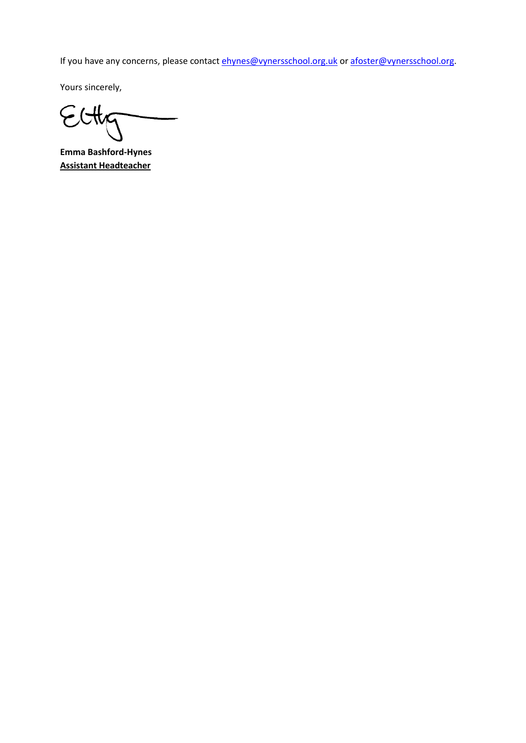If you have any concerns, please contact ehynes@vynersschool.org.uk or afoster@vynersschool.org.

Yours sincerely,

**Emma Bashford-Hynes**
**Assistant Headteacher**